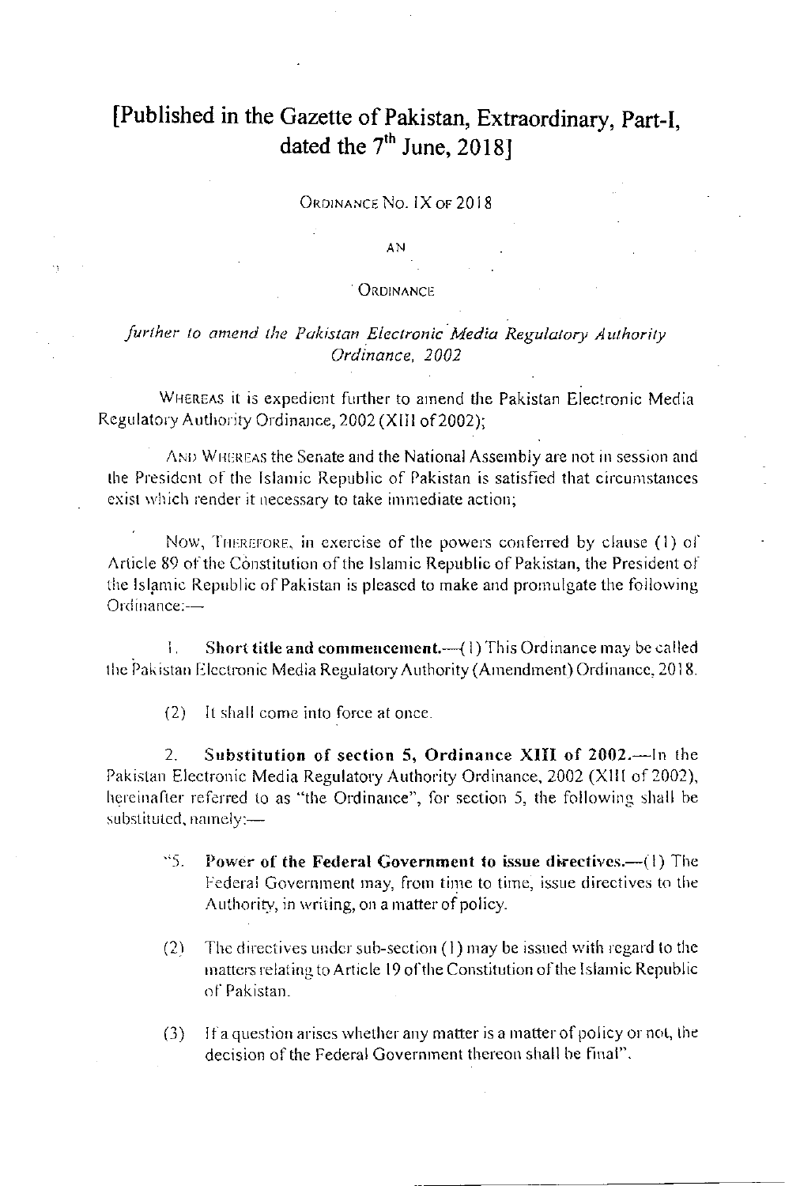[Published in the Gazette of Pakistan, Extraordinary, Part-I, dated the 7th June, 2018]

ORDINANCE NO. IX OF 2018

AN

ORDINANCE

*further to amend the Pakistan Electronic Media Regulatory Authority Ordinance, 2002*

WHEREAS it is expedient further to amend the Pakistan Electronic Media Regulatory Authority Ordinance, 2002 (XIII of 2002);

AND WHEREAS the Senate and the National Assembly are not in session and the President of the Islamic Republic of Pakistan is satisfied that circumstances exist which render it necessary to take immediate action;

NOW, THEREFORE, in exercise of the powers conferred by clause (1) of Article 89 of the Constitution of the Islamic Republic of Pakistan, the President of the Islamic Republic of Pakistan is pleased to make and promulgate the following Ordinance:—

1. **Short title and commencement.**—(1) This Ordinance may be called the Pakistan Electronic Media Regulatory Authority (Amendment) Ordinance, 2018.

(2) It shall come into force at once.

2. **Substitution of section 5, Ordinance XIII of 2002.**—In the Pakistan Electronic Media Regulatory Authority Ordinance, 2002 (XIII of 2002), hereinafter referred to as "the Ordinance", for section 5, the following shall be substituted, namely:—

"5. **Power of the Federal Government to issue directives.**—(1) The Federal Government may, from time to time, issue directives to the Authority, in writing, on a matter of policy.

(2) The directives under sub-section (1) may be issued with regard to the matters relating to Article 19 of the Constitution of the Islamic Republic of Pakistan.

(3) If a question arises whether any matter is a matter of policy or not, the decision of the Federal Government thereon shall be final".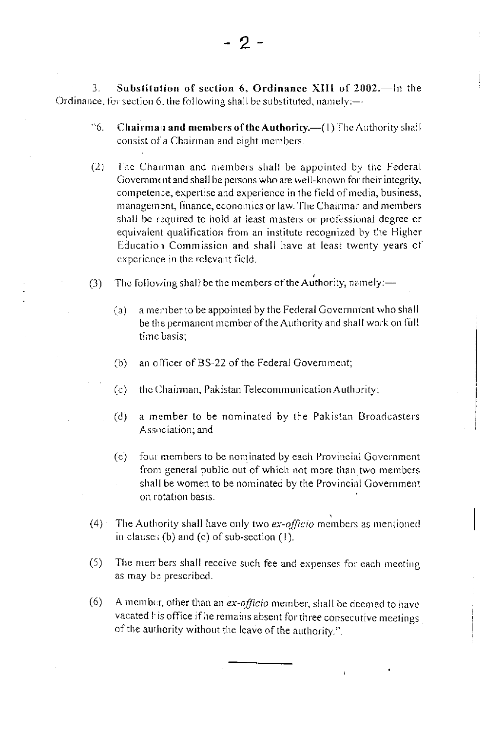3. **Substitution of section 6, Ordinance XIII of 2002.**—In the Ordinance, for section 6, the following shall be substituted, namely:—

"6. **Chairman and members of the Authority.**—(1) The Authority shall consist of a Chairman and eight members.

(2) The Chairman and members shall be appointed by the Federal Government and shall be persons who are well-known for their integrity, competence, expertise and experience in the field of media, business, management, finance, economics or law. The Chairman and members shall be required to hold at least masters or professional degree or equivalent qualification from an institute recognized by the Higher Education Commission and shall have at least twenty years of experience in the relevant field.

(3) The following shall be the members of the Authority, namely:—

(a) a member to be appointed by the Federal Government who shall be the permanent member of the Authority and shall work on full time basis;

(b) an officer of BS-22 of the Federal Government;

(c) the Chairman, Pakistan Telecommunication Authority;

(d) a member to be nominated by the Pakistan Broadcasters Association; and

(e) four members to be nominated by each Provincial Government from general public out of which not more than two members shall be women to be nominated by the Provincial Government on rotation basis.

(4) The Authority shall have only two *ex-officio* members as mentioned in clauses (b) and (c) of sub-section (1).

(5) The members shall receive such fee and expenses for each meeting as may be prescribed.

(6) A member, other than an *ex-officio* member, shall be deemed to have vacated his office if he remains absent for three consecutive meetings of the authority without the leave of the authority.".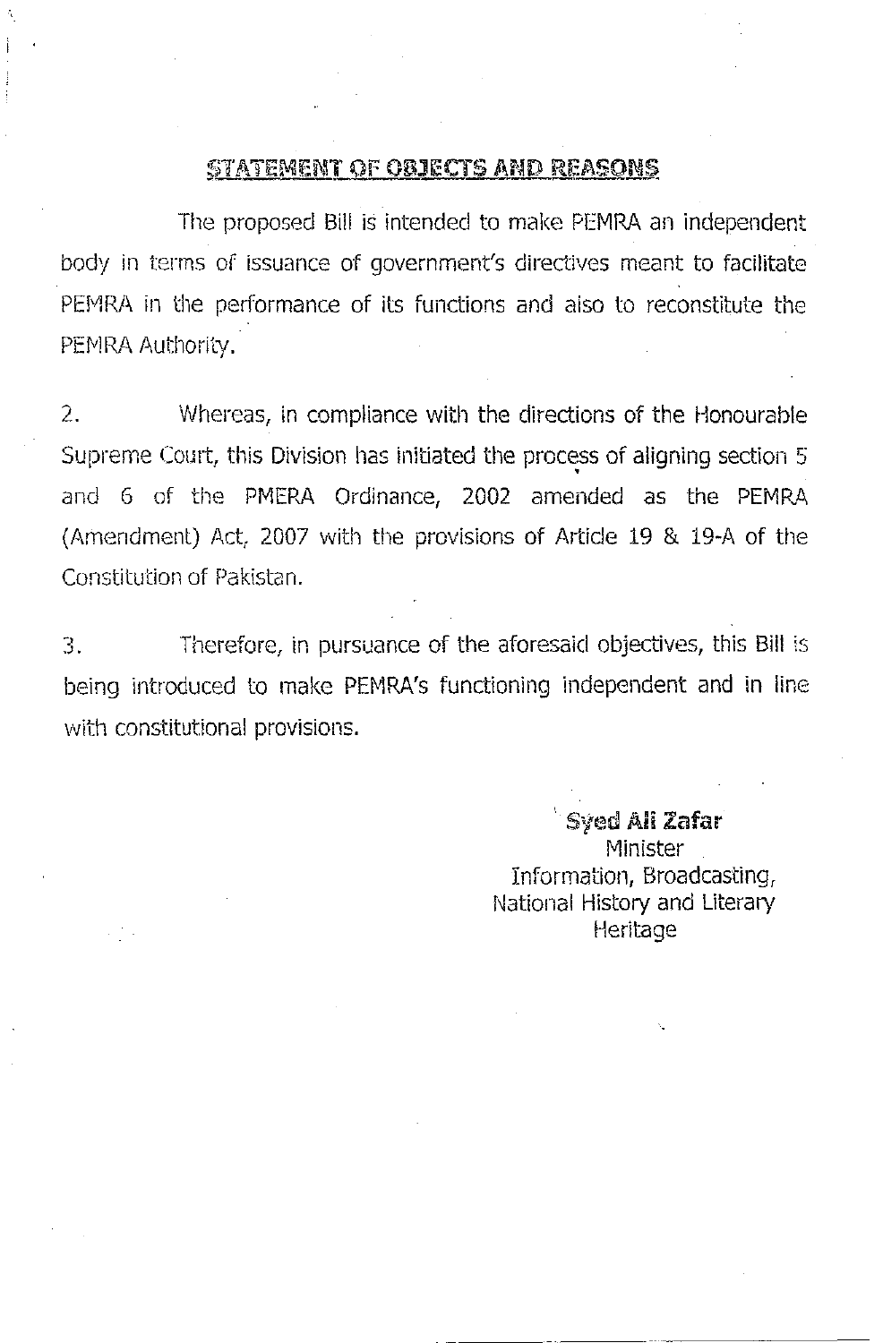## STATEMENT OF OBJECTS AND REASONS

The proposed Bill is intended to make PEMRA an independent body in terms of issuance of government's directives meant to facilitate PEMRA in the performance of its functions and also to reconstitute the PEMRA Authority.

2. Whereas, in compliance with the directions of the Honourable Supreme Court, this Division has initiated the process of aligning section 5 and 6 of the PMERA Ordinance, 2002 amended as the PEMRA (Amendment) Act, 2007 with the provisions of Article 19 & 19-A of the Constitution of Pakistan.

3. Therefore, in pursuance of the aforesaid objectives, this Bill is being introduced to make PEMRA's functioning independent and in line with constitutional provisions.

**Syed Ali Zafar**
Minister
Information, Broadcasting,
National History and Literary
Heritage